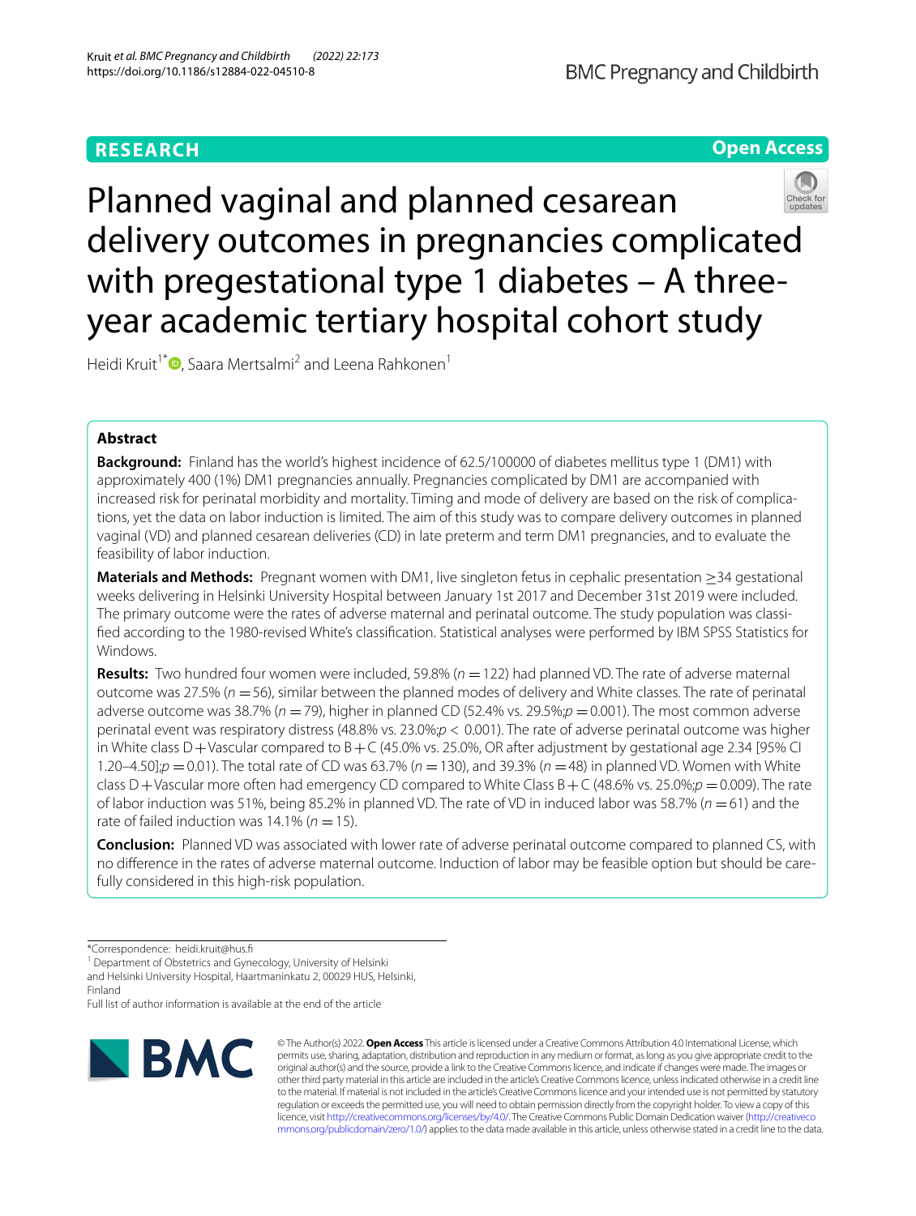RESEARCH

Open Access

# Planned vaginal and planned cesarean delivery outcomes in pregnancies complicated with pregestational type 1 diabetes – A three-year academic tertiary hospital cohort study

Heidi Kruit[1*], Saara Mertsalmi[2] and Leena Rahkonen[1]

## Abstract

**Background:** Finland has the world's highest incidence of 62.5/100000 of diabetes mellitus type 1 (DM1) with approximately 400 (1%) DM1 pregnancies annually. Pregnancies complicated by DM1 are accompanied with increased risk for perinatal morbidity and mortality. Timing and mode of delivery are based on the risk of complications, yet the data on labor induction is limited. The aim of this study was to compare delivery outcomes in planned vaginal (VD) and planned cesarean deliveries (CD) in late preterm and term DM1 pregnancies, and to evaluate the feasibility of labor induction.

**Materials and Methods:** Pregnant women with DM1, live singleton fetus in cephalic presentation ≥34 gestational weeks delivering in Helsinki University Hospital between January 1st 2017 and December 31st 2019 were included. The primary outcome were the rates of adverse maternal and perinatal outcome. The study population was classified according to the 1980-revised White's classification. Statistical analyses were performed by IBM SPSS Statistics for Windows.

**Results:** Two hundred four women were included, 59.8% ($n = 122$) had planned VD. The rate of adverse maternal outcome was 27.5% ($n = 56$), similar between the planned modes of delivery and White classes. The rate of perinatal adverse outcome was 38.7% ($n = 79$), higher in planned CD (52.4% vs. 29.5%; $p = 0.001$). The most common adverse perinatal event was respiratory distress (48.8% vs. 23.0%; $p < 0.001$). The rate of adverse perinatal outcome was higher in White class D+Vascular compared to B+C (45.0% vs. 25.0%, OR after adjustment by gestational age 2.34 [95% CI 1.20–4.50]; $p = 0.01$). The total rate of CD was 63.7% ($n = 130$), and 39.3% ($n = 48$) in planned VD. Women with White class D+Vascular more often had emergency CD compared to White Class B+C (48.6% vs. 25.0%; $p = 0.009$). The rate of labor induction was 51%, being 85.2% in planned VD. The rate of VD in induced labor was 58.7% ($n = 61$) and the rate of failed induction was 14.1% ($n = 15$).

**Conclusion:** Planned VD was associated with lower rate of adverse perinatal outcome compared to planned CS, with no difference in the rates of adverse maternal outcome. Induction of labor may be feasible option but should be carefully considered in this high-risk population.

*Correspondence: heidi.kruit@hus.fi

[1] Department of Obstetrics and Gynecology, University of Helsinki and Helsinki University Hospital, Haartmaninkatu 2, 00029 HUS, Helsinki, Finland

Full list of author information is available at the end of the article

© The Author(s) 2022. **Open Access** This article is licensed under a Creative Commons Attribution 4.0 International License, which permits use, sharing, adaptation, distribution and reproduction in any medium or format, as long as you give appropriate credit to the original author(s) and the source, provide a link to the Creative Commons licence, and indicate if changes were made. The images or other third party material in this article are included in the article's Creative Commons licence, unless indicated otherwise in a credit line to the material. If material is not included in the article's Creative Commons licence and your intended use is not permitted by statutory regulation or exceeds the permitted use, you will need to obtain permission directly from the copyright holder. To view a copy of this licence, visit http://creativecommons.org/licenses/by/4.0/. The Creative Commons Public Domain Dedication waiver (http://creativecommons.org/publicdomain/zero/1.0/) applies to the data made available in this article, unless otherwise stated in a credit line to the data.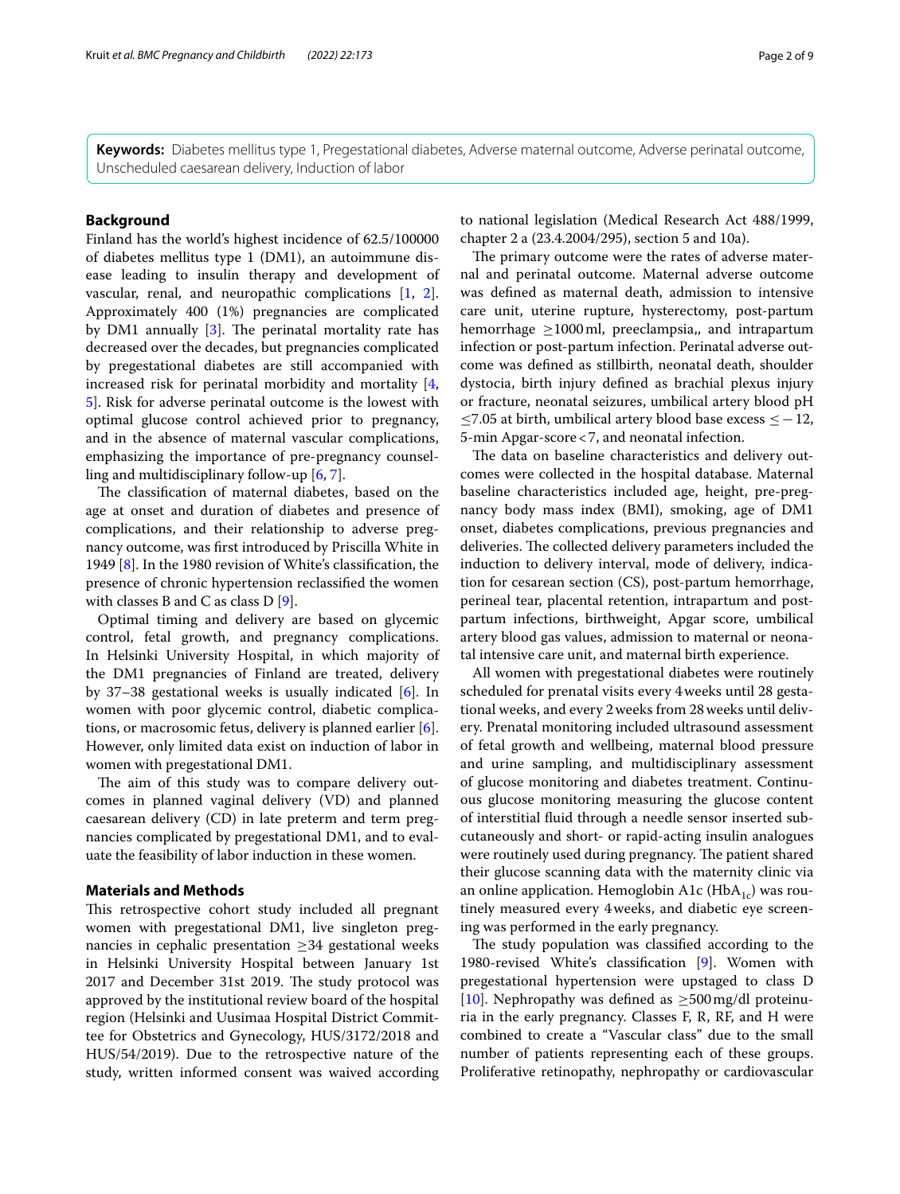**Keywords:** Diabetes mellitus type 1, Pregestational diabetes, Adverse maternal outcome, Adverse perinatal outcome, Unscheduled caesarean delivery, Induction of labor

## Background

Finland has the world's highest incidence of 62.5/100000 of diabetes mellitus type 1 (DM1), an autoimmune disease leading to insulin therapy and development of vascular, renal, and neuropathic complications [1, 2]. Approximately 400 (1%) pregnancies are complicated by DM1 annually [3]. The perinatal mortality rate has decreased over the decades, but pregnancies complicated by pregestational diabetes are still accompanied with increased risk for perinatal morbidity and mortality [4, 5]. Risk for adverse perinatal outcome is the lowest with optimal glucose control achieved prior to pregnancy, and in the absence of maternal vascular complications, emphasizing the importance of pre-pregnancy counselling and multidisciplinary follow-up [6, 7].

The classification of maternal diabetes, based on the age at onset and duration of diabetes and presence of complications, and their relationship to adverse pregnancy outcome, was first introduced by Priscilla White in 1949 [8]. In the 1980 revision of White's classification, the presence of chronic hypertension reclassified the women with classes B and C as class D [9].

Optimal timing and delivery are based on glycemic control, fetal growth, and pregnancy complications. In Helsinki University Hospital, in which majority of the DM1 pregnancies of Finland are treated, delivery by 37–38 gestational weeks is usually indicated [6]. In women with poor glycemic control, diabetic complications, or macrosomic fetus, delivery is planned earlier [6]. However, only limited data exist on induction of labor in women with pregestational DM1.

The aim of this study was to compare delivery outcomes in planned vaginal delivery (VD) and planned caesarean delivery (CD) in late preterm and term pregnancies complicated by pregestational DM1, and to evaluate the feasibility of labor induction in these women.

## Materials and Methods

This retrospective cohort study included all pregnant women with pregestational DM1, live singleton pregnancies in cephalic presentation ≥34 gestational weeks in Helsinki University Hospital between January 1st 2017 and December 31st 2019. The study protocol was approved by the institutional review board of the hospital region (Helsinki and Uusimaa Hospital District Committee for Obstetrics and Gynecology, HUS/3172/2018 and HUS/54/2019). Due to the retrospective nature of the study, written informed consent was waived according to national legislation (Medical Research Act 488/1999, chapter 2 a (23.4.2004/295), section 5 and 10a).

The primary outcome were the rates of adverse maternal and perinatal outcome. Maternal adverse outcome was defined as maternal death, admission to intensive care unit, uterine rupture, hysterectomy, post-partum hemorrhage ≥1000 ml, preeclampsia,, and intrapartum infection or post-partum infection. Perinatal adverse outcome was defined as stillbirth, neonatal death, shoulder dystocia, birth injury defined as brachial plexus injury or fracture, neonatal seizures, umbilical artery blood pH ≤7.05 at birth, umbilical artery blood base excess ≤ −12, 5-min Apgar-score < 7, and neonatal infection.

The data on baseline characteristics and delivery outcomes were collected in the hospital database. Maternal baseline characteristics included age, height, pre-pregnancy body mass index (BMI), smoking, age of DM1 onset, diabetes complications, previous pregnancies and deliveries. The collected delivery parameters included the induction to delivery interval, mode of delivery, indication for cesarean section (CS), post-partum hemorrhage, perineal tear, placental retention, intrapartum and post-partum infections, birthweight, Apgar score, umbilical artery blood gas values, admission to maternal or neonatal intensive care unit, and maternal birth experience.

All women with pregestational diabetes were routinely scheduled for prenatal visits every 4 weeks until 28 gestational weeks, and every 2 weeks from 28 weeks until delivery. Prenatal monitoring included ultrasound assessment of fetal growth and wellbeing, maternal blood pressure and urine sampling, and multidisciplinary assessment of glucose monitoring and diabetes treatment. Continuous glucose monitoring measuring the glucose content of interstitial fluid through a needle sensor inserted subcutaneously and short- or rapid-acting insulin analogues were routinely used during pregnancy. The patient shared their glucose scanning data with the maternity clinic via an online application. Hemoglobin A1c ($HbA_{1c}$) was routinely measured every 4 weeks, and diabetic eye screening was performed in the early pregnancy.

The study population was classified according to the 1980-revised White's classification [9]. Women with pregestational hypertension were upstaged to class D [10]. Nephropathy was defined as ≥500 mg/dl proteinuria in the early pregnancy. Classes F, R, RF, and H were combined to create a "Vascular class" due to the small number of patients representing each of these groups. Proliferative retinopathy, nephropathy or cardiovascular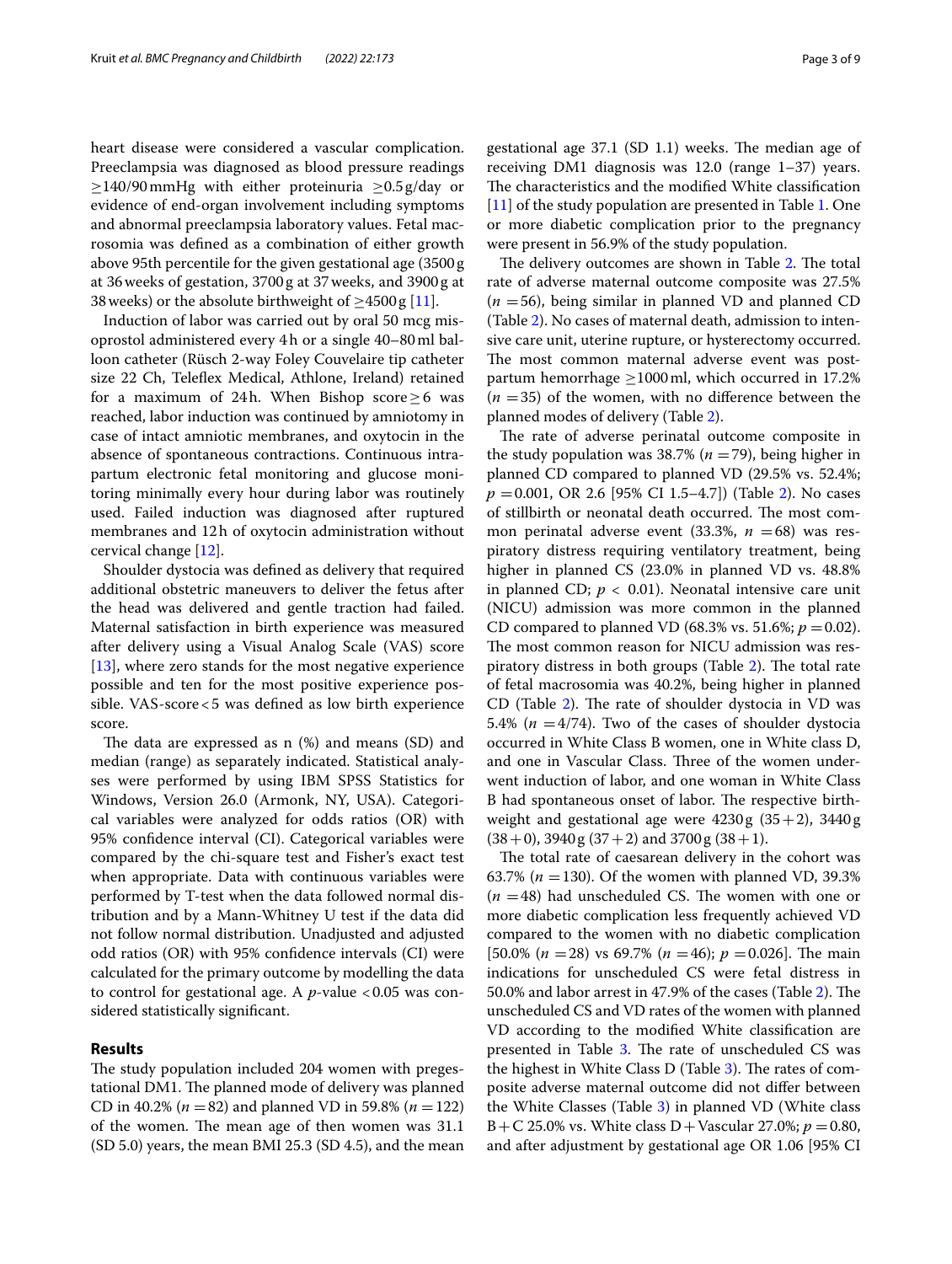heart disease were considered a vascular complication. Preeclampsia was diagnosed as blood pressure readings ≥140/90 mmHg with either proteinuria ≥0.5 g/day or evidence of end-organ involvement including symptoms and abnormal preeclampsia laboratory values. Fetal macrosomia was defined as a combination of either growth above 95th percentile for the given gestational age (3500 g at 36 weeks of gestation, 3700 g at 37 weeks, and 3900 g at 38 weeks) or the absolute birthweight of ≥4500 g [11].

Induction of labor was carried out by oral 50 mcg misoprostol administered every 4 h or a single 40–80 ml balloon catheter (Rüsch 2-way Foley Couvelaire tip catheter size 22 Ch, Teleflex Medical, Athlone, Ireland) retained for a maximum of 24 h. When Bishop score ≥ 6 was reached, labor induction was continued by amniotomy in case of intact amniotic membranes, and oxytocin in the absence of spontaneous contractions. Continuous intrapartum electronic fetal monitoring and glucose monitoring minimally every hour during labor was routinely used. Failed induction was diagnosed after ruptured membranes and 12 h of oxytocin administration without cervical change [12].

Shoulder dystocia was defined as delivery that required additional obstetric maneuvers to deliver the fetus after the head was delivered and gentle traction had failed. Maternal satisfaction in birth experience was measured after delivery using a Visual Analog Scale (VAS) score [13], where zero stands for the most negative experience possible and ten for the most positive experience possible. VAS-score < 5 was defined as low birth experience score.

The data are expressed as n (%) and means (SD) and median (range) as separately indicated. Statistical analyses were performed by using IBM SPSS Statistics for Windows, Version 26.0 (Armonk, NY, USA). Categorical variables were analyzed for odds ratios (OR) with 95% confidence interval (CI). Categorical variables were compared by the chi-square test and Fisher's exact test when appropriate. Data with continuous variables were performed by T-test when the data followed normal distribution and by a Mann-Whitney U test if the data did not follow normal distribution. Unadjusted and adjusted odd ratios (OR) with 95% confidence intervals (CI) were calculated for the primary outcome by modelling the data to control for gestational age. A *p*-value < 0.05 was considered statistically significant.

## Results

The study population included 204 women with pregestational DM1. The planned mode of delivery was planned CD in 40.2% (*n* = 82) and planned VD in 59.8% (*n* = 122) of the women. The mean age of then women was 31.1 (SD 5.0) years, the mean BMI 25.3 (SD 4.5), and the mean gestational age 37.1 (SD 1.1) weeks. The median age of receiving DM1 diagnosis was 12.0 (range 1–37) years. The characteristics and the modified White classification [11] of the study population are presented in Table 1. One or more diabetic complication prior to the pregnancy were present in 56.9% of the study population.

The delivery outcomes are shown in Table 2. The total rate of adverse maternal outcome composite was 27.5% (*n* = 56), being similar in planned VD and planned CD (Table 2). No cases of maternal death, admission to intensive care unit, uterine rupture, or hysterectomy occurred. The most common maternal adverse event was postpartum hemorrhage ≥1000 ml, which occurred in 17.2% (*n* = 35) of the women, with no difference between the planned modes of delivery (Table 2).

The rate of adverse perinatal outcome composite in the study population was 38.7% (*n* = 79), being higher in planned CD compared to planned VD (29.5% vs. 52.4%; *p* = 0.001, OR 2.6 [95% CI 1.5–4.7]) (Table 2). No cases of stillbirth or neonatal death occurred. The most common perinatal adverse event (33.3%, *n* = 68) was respiratory distress requiring ventilatory treatment, being higher in planned CS (23.0% in planned VD vs. 48.8% in planned CD; $p < 0.01$). Neonatal intensive care unit (NICU) admission was more common in the planned CD compared to planned VD (68.3% vs. 51.6%; *p* = 0.02). The most common reason for NICU admission was respiratory distress in both groups (Table 2). The total rate of fetal macrosomia was 40.2%, being higher in planned CD (Table 2). The rate of shoulder dystocia in VD was 5.4% (*n* = 4/74). Two of the cases of shoulder dystocia occurred in White Class B women, one in White class D, and one in Vascular Class. Three of the women underwent induction of labor, and one woman in White Class B had spontaneous onset of labor. The respective birthweight and gestational age were 4230 g (35 + 2), 3440 g (38 + 0), 3940 g (37 + 2) and 3700 g (38 + 1).

The total rate of caesarean delivery in the cohort was 63.7% (*n* = 130). Of the women with planned VD, 39.3% (*n* = 48) had unscheduled CS. The women with one or more diabetic complication less frequently achieved VD compared to the women with no diabetic complication [50.0% (*n* = 28) vs 69.7% (*n* = 46); *p* = 0.026]. The main indications for unscheduled CS were fetal distress in 50.0% and labor arrest in 47.9% of the cases (Table 2). The unscheduled CS and VD rates of the women with planned VD according to the modified White classification are presented in Table 3. The rate of unscheduled CS was the highest in White Class D (Table 3). The rates of composite adverse maternal outcome did not differ between the White Classes (Table 3) in planned VD (White class B + C 25.0% vs. White class D + Vascular 27.0%; *p* = 0.80, and after adjustment by gestational age OR 1.06 [95% CI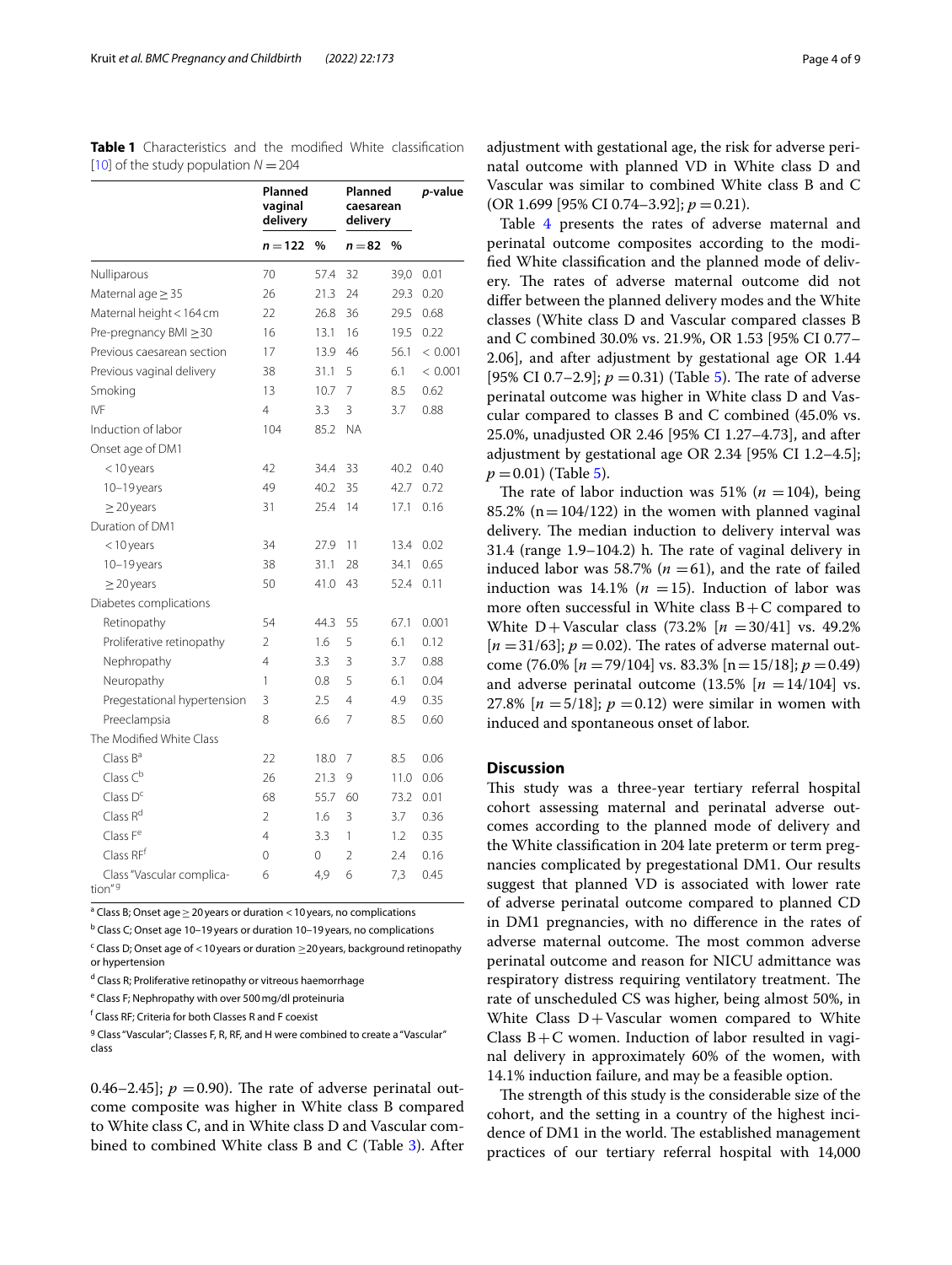**Table 1** Characteristics and the modified White classification [10] of the study population $N = 204$

| | Planned vaginal delivery | | Planned caesarean delivery | | p-value |
|---|---|---|---|---|---|
| | $n = 122$ | % | $n = 82$ | % | |
| Nulliparous | 70 | 57.4 | 32 | 39,0 | 0.01 |
| Maternal age ≥ 35 | 26 | 21.3 | 24 | 29.3 | 0.20 |
| Maternal height < 164 cm | 22 | 26.8 | 36 | 29.5 | 0.68 |
| Pre-pregnancy BMI ≥30 | 16 | 13.1 | 16 | 19.5 | 0.22 |
| Previous caesarean section | 17 | 13.9 | 46 | 56.1 | < 0.001 |
| Previous vaginal delivery | 38 | 31.1 | 5 | 6.1 | < 0.001 |
| Smoking | 13 | 10.7 | 7 | 8.5 | 0.62 |
| IVF | 4 | 3.3 | 3 | 3.7 | 0.88 |
| Induction of labor | 104 | 85.2 | NA | | |
| Onset age of DM1 | | | | | |
| < 10 years | 42 | 34.4 | 33 | 40.2 | 0.40 |
| 10–19 years | 49 | 40.2 | 35 | 42.7 | 0.72 |
| ≥ 20 years | 31 | 25.4 | 14 | 17.1 | 0.16 |
| Duration of DM1 | | | | | |
| < 10 years | 34 | 27.9 | 11 | 13.4 | 0.02 |
| 10–19 years | 38 | 31.1 | 28 | 34.1 | 0.65 |
| ≥ 20 years | 50 | 41.0 | 43 | 52.4 | 0.11 |
| Diabetes complications | | | | | |
| Retinopathy | 54 | 44.3 | 55 | 67.1 | 0.001 |
| Proliferative retinopathy | 2 | 1.6 | 5 | 6.1 | 0.12 |
| Nephropathy | 4 | 3.3 | 3 | 3.7 | 0.88 |
| Neuropathy | 1 | 0.8 | 5 | 6.1 | 0.04 |
| Pregestational hypertension | 3 | 2.5 | 4 | 4.9 | 0.35 |
| Preeclampsia | 8 | 6.6 | 7 | 8.5 | 0.60 |
| The Modified White Class | | | | | |
| Class B[a] | 22 | 18.0 | 7 | 8.5 | 0.06 |
| Class C[b] | 26 | 21.3 | 9 | 11.0 | 0.06 |
| Class D[c] | 68 | 55.7 | 60 | 73.2 | 0.01 |
| Class R[d] | 2 | 1.6 | 3 | 3.7 | 0.36 |
| Class F[e] | 4 | 3.3 | 1 | 1.2 | 0.35 |
| Class RF[f] | 0 | 0 | 2 | 2.4 | 0.16 |
| Class "Vascular complication"[g] | 6 | 4,9 | 6 | 7,3 | 0.45 |

[a] Class B; Onset age ≥ 20 years or duration < 10 years, no complications

[b] Class C; Onset age 10–19 years or duration 10–19 years, no complications

[c] Class D; Onset age of < 10 years or duration ≥20 years, background retinopathy or hypertension

[d] Class R; Proliferative retinopathy or vitreous haemorrhage

[e] Class F; Nephropathy with over 500 mg/dl proteinuria

[f] Class RF; Criteria for both Classes R and F coexist

[g] Class "Vascular"; Classes F, R, RF, and H were combined to create a "Vascular" class

0.46–2.45]; $p = 0.90$). The rate of adverse perinatal outcome composite was higher in White class B compared to White class C, and in White class D and Vascular combined to combined White class B and C (Table 3). After adjustment with gestational age, the risk for adverse perinatal outcome with planned VD in White class D and Vascular was similar to combined White class B and C (OR 1.699 [95% CI 0.74–3.92]; $p = 0.21$).

Table 4 presents the rates of adverse maternal and perinatal outcome composites according to the modified White classification and the planned mode of delivery. The rates of adverse maternal outcome did not differ between the planned delivery modes and the White classes (White class D and Vascular compared classes B and C combined 30.0% vs. 21.9%, OR 1.53 [95% CI 0.77–2.06], and after adjustment by gestational age OR 1.44 [95% CI 0.7–2.9]; $p = 0.31$) (Table 5). The rate of adverse perinatal outcome was higher in White class D and Vascular compared to classes B and C combined (45.0% vs. 25.0%, unadjusted OR 2.46 [95% CI 1.27–4.73], and after adjustment by gestational age OR 2.34 [95% CI 1.2–4.5]; $p = 0.01$) (Table 5).

The rate of labor induction was 51% ($n = 104$), being 85.2% ($n = 104/122$) in the women with planned vaginal delivery. The median induction to delivery interval was 31.4 (range 1.9–104.2) h. The rate of vaginal delivery in induced labor was 58.7% ($n = 61$), and the rate of failed induction was 14.1% ($n = 15$). Induction of labor was more often successful in White class B + C compared to White D + Vascular class (73.2% [$n = 30/41$] vs. 49.2% [$n = 31/63$]; $p = 0.02$). The rates of adverse maternal outcome (76.0% [$n = 79/104$] vs. 83.3% [$n = 15/18$]; $p = 0.49$) and adverse perinatal outcome (13.5% [$n = 14/104$] vs. 27.8% [$n = 5/18$]; $p = 0.12$) were similar in women with induced and spontaneous onset of labor.

## Discussion

This study was a three-year tertiary referral hospital cohort assessing maternal and perinatal adverse outcomes according to the planned mode of delivery and the White classification in 204 late preterm or term pregnancies complicated by pregestational DM1. Our results suggest that planned VD is associated with lower rate of adverse perinatal outcome compared to planned CD in DM1 pregnancies, with no difference in the rates of adverse maternal outcome. The most common adverse perinatal outcome and reason for NICU admittance was respiratory distress requiring ventilatory treatment. The rate of unscheduled CS was higher, being almost 50%, in White Class D + Vascular women compared to White Class B + C women. Induction of labor resulted in vaginal delivery in approximately 60% of the women, with 14.1% induction failure, and may be a feasible option.

The strength of this study is the considerable size of the cohort, and the setting in a country of the highest incidence of DM1 in the world. The established management practices of our tertiary referral hospital with 14,000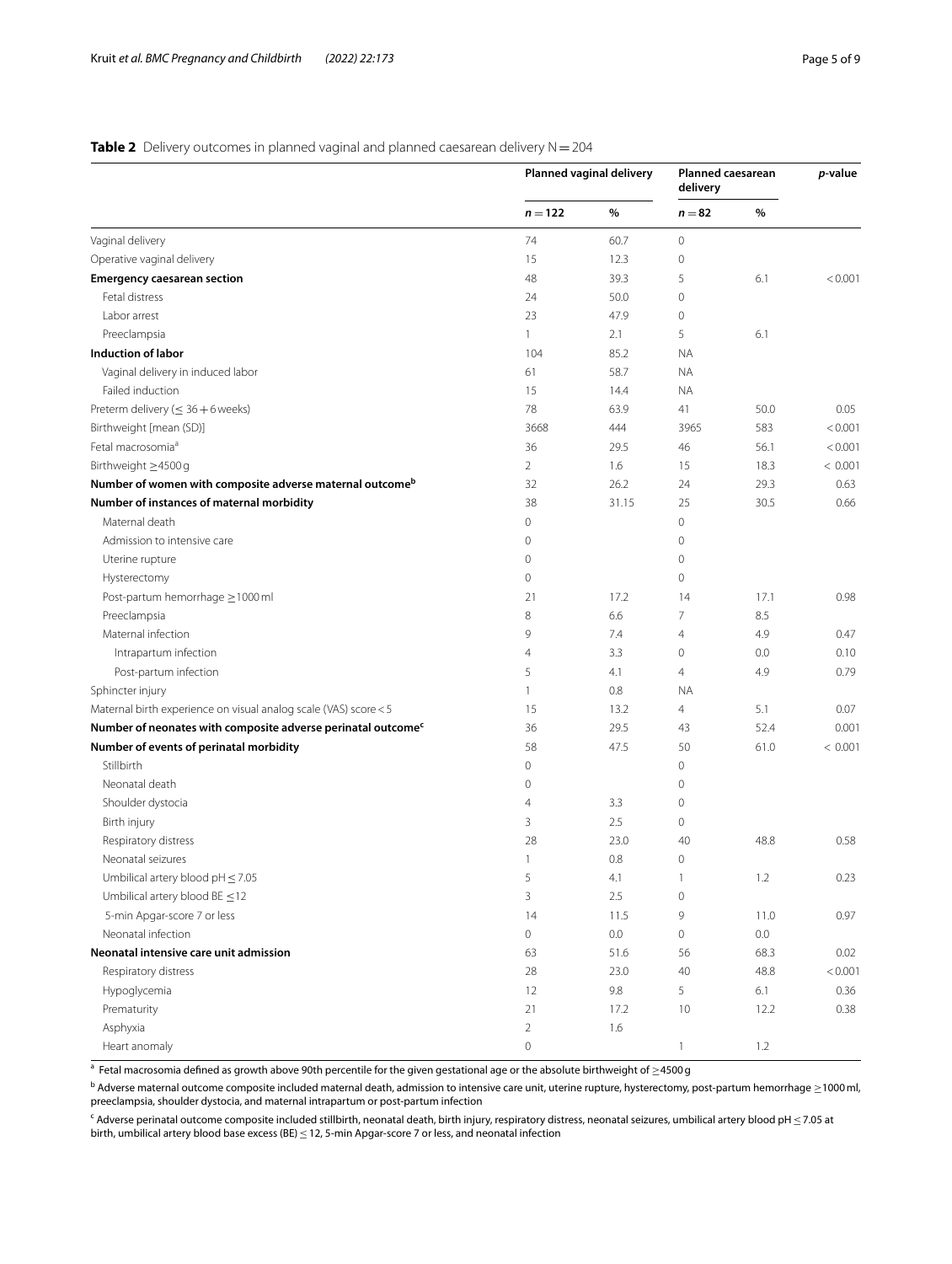**Table 2** Delivery outcomes in planned vaginal and planned caesarean delivery N = 204

| | Planned vaginal delivery | | Planned caesarean delivery | | *p*-value |
|---|---|---|---|---|---|
| | *n* = 122 | % | *n* = 82 | % | |
| Vaginal delivery | 74 | 60.7 | 0 | | |
| Operative vaginal delivery | 15 | 12.3 | 0 | | |
| **Emergency caesarean section** | 48 | 39.3 | 5 | 6.1 | < 0.001 |
| Fetal distress | 24 | 50.0 | 0 | | |
| Labor arrest | 23 | 47.9 | 0 | | |
| Preeclampsia | 1 | 2.1 | 5 | 6.1 | |
| **Induction of labor** | 104 | 85.2 | NA | | |
| Vaginal delivery in induced labor | 61 | 58.7 | NA | | |
| Failed induction | 15 | 14.4 | NA | | |
| Preterm delivery (≤ 36 + 6 weeks) | 78 | 63.9 | 41 | 50.0 | 0.05 |
| Birthweight [mean (SD)] | 3668 | 444 | 3965 | 583 | < 0.001 |
| Fetal macrosomia[a] | 36 | 29.5 | 46 | 56.1 | < 0.001 |
| Birthweight ≥4500 g | 2 | 1.6 | 15 | 18.3 | < 0.001 |
| **Number of women with composite adverse maternal outcome[b]** | 32 | 26.2 | 24 | 29.3 | 0.63 |
| **Number of instances of maternal morbidity** | 38 | 31.15 | 25 | 30.5 | 0.66 |
| Maternal death | 0 | | 0 | | |
| Admission to intensive care | 0 | | 0 | | |
| Uterine rupture | 0 | | 0 | | |
| Hysterectomy | 0 | | 0 | | |
| Post-partum hemorrhage ≥1000 ml | 21 | 17.2 | 14 | 17.1 | 0.98 |
| Preeclampsia | 8 | 6.6 | 7 | 8.5 | |
| Maternal infection | 9 | 7.4 | 4 | 4.9 | 0.47 |
| Intrapartum infection | 4 | 3.3 | 0 | 0.0 | 0.10 |
| Post-partum infection | 5 | 4.1 | 4 | 4.9 | 0.79 |
| Sphincter injury | 1 | 0.8 | NA | | |
| Maternal birth experience on visual analog scale (VAS) score < 5 | 15 | 13.2 | 4 | 5.1 | 0.07 |
| **Number of neonates with composite adverse perinatal outcome[c]** | 36 | 29.5 | 43 | 52.4 | 0.001 |
| **Number of events of perinatal morbidity** | 58 | 47.5 | 50 | 61.0 | < 0.001 |
| Stillbirth | 0 | | 0 | | |
| Neonatal death | 0 | | 0 | | |
| Shoulder dystocia | 4 | 3.3 | 0 | | |
| Birth injury | 3 | 2.5 | 0 | | |
| Respiratory distress | 28 | 23.0 | 40 | 48.8 | 0.58 |
| Neonatal seizures | 1 | 0.8 | 0 | | |
| Umbilical artery blood pH ≤ 7.05 | 5 | 4.1 | 1 | 1.2 | 0.23 |
| Umbilical artery blood BE ≤12 | 3 | 2.5 | 0 | | |
| 5-min Apgar-score 7 or less | 14 | 11.5 | 9 | 11.0 | 0.97 |
| Neonatal infection | 0 | 0.0 | 0 | 0.0 | |
| **Neonatal intensive care unit admission** | 63 | 51.6 | 56 | 68.3 | 0.02 |
| Respiratory distress | 28 | 23.0 | 40 | 48.8 | < 0.001 |
| Hypoglycemia | 12 | 9.8 | 5 | 6.1 | 0.36 |
| Prematurity | 21 | 17.2 | 10 | 12.2 | 0.38 |
| Asphyxia | 2 | 1.6 | | | |
| Heart anomaly | 0 | | 1 | 1.2 | |

[a] Fetal macrosomia defined as growth above 90th percentile for the given gestational age or the absolute birthweight of ≥4500 g

[b] Adverse maternal outcome composite included maternal death, admission to intensive care unit, uterine rupture, hysterectomy, post-partum hemorrhage ≥1000 ml, preeclampsia, shoulder dystocia, and maternal intrapartum or post-partum infection

[c] Adverse perinatal outcome composite included stillbirth, neonatal death, birth injury, respiratory distress, neonatal seizures, umbilical artery blood pH ≤ 7.05 at birth, umbilical artery blood base excess (BE) ≤ 12, 5-min Apgar-score 7 or less, and neonatal infection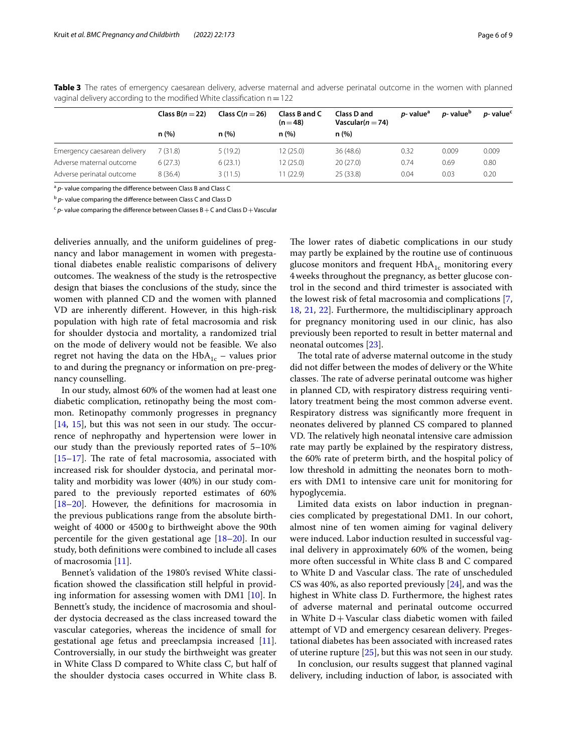**Table 3** The rates of emergency caesarean delivery, adverse maternal and adverse perinatal outcome in the women with planned vaginal delivery according to the modified White classification n = 122

| | Class B(n = 22) | Class C(n = 26) | Class B and C (n = 48) | Class D and Vascular(n = 74) | p- value[a] | p- value[b] | p- value[c] |
|---|---|---|---|---|---|---|---|
| | n (%) | n (%) | n (%) | n (%) | | | |
| Emergency caesarean delivery | 7 (31.8) | 5 (19.2) | 12 (25.0) | 36 (48.6) | 0.32 | 0.009 | 0.009 |
| Adverse maternal outcome | 6 (27.3) | 6 (23.1) | 12 (25.0) | 20 (27.0) | 0.74 | 0.69 | 0.80 |
| Adverse perinatal outcome | 8 (36.4) | 3 (11.5) | 11 (22.9) | 25 (33.8) | 0.04 | 0.03 | 0.20 |

[a] p- value comparing the difference between Class B and Class C

[b] p- value comparing the difference between Class C and Class D

[c] p- value comparing the difference between Classes B + C and Class D + Vascular

deliveries annually, and the uniform guidelines of pregnancy and labor management in women with pregestational diabetes enable realistic comparisons of delivery outcomes. The weakness of the study is the retrospective design that biases the conclusions of the study, since the women with planned CD and the women with planned VD are inherently different. However, in this high-risk population with high rate of fetal macrosomia and risk for shoulder dystocia and mortality, a randomized trial on the mode of delivery would not be feasible. We also regret not having the data on the $HbA_{1c}$ – values prior to and during the pregnancy or information on pre-pregnancy counselling.

In our study, almost 60% of the women had at least one diabetic complication, retinopathy being the most common. Retinopathy commonly progresses in pregnancy [14, 15], but this was not seen in our study. The occurrence of nephropathy and hypertension were lower in our study than the previously reported rates of 5–10% [15–17]. The rate of fetal macrosomia, associated with increased risk for shoulder dystocia, and perinatal mortality and morbidity was lower (40%) in our study compared to the previously reported estimates of 60% [18–20]. However, the definitions for macrosomia in the previous publications range from the absolute birthweight of 4000 or 4500 g to birthweight above the 90th percentile for the given gestational age [18–20]. In our study, both definitions were combined to include all cases of macrosomia [11].

Bennet's validation of the 1980's revised White classification showed the classification still helpful in providing information for assessing women with DM1 [10]. In Bennett's study, the incidence of macrosomia and shoulder dystocia decreased as the class increased toward the vascular categories, whereas the incidence of small for gestational age fetus and preeclampsia increased [11]. Controversially, in our study the birthweight was greater in White Class D compared to White class C, but half of the shoulder dystocia cases occurred in White class B.

The lower rates of diabetic complications in our study may partly be explained by the routine use of continuous glucose monitors and frequent $HbA_{1c}$ monitoring every 4 weeks throughout the pregnancy, as better glucose control in the second and third trimester is associated with the lowest risk of fetal macrosomia and complications [7, 18, 21, 22]. Furthermore, the multidisciplinary approach for pregnancy monitoring used in our clinic, has also previously been reported to result in better maternal and neonatal outcomes [23].

The total rate of adverse maternal outcome in the study did not differ between the modes of delivery or the White classes. The rate of adverse perinatal outcome was higher in planned CD, with respiratory distress requiring ventilatory treatment being the most common adverse event. Respiratory distress was significantly more frequent in neonates delivered by planned CS compared to planned VD. The relatively high neonatal intensive care admission rate may partly be explained by the respiratory distress, the 60% rate of preterm birth, and the hospital policy of low threshold in admitting the neonates born to mothers with DM1 to intensive care unit for monitoring for hypoglycemia.

Limited data exists on labor induction in pregnancies complicated by pregestational DM1. In our cohort, almost nine of ten women aiming for vaginal delivery were induced. Labor induction resulted in successful vaginal delivery in approximately 60% of the women, being more often successful in White class B and C compared to White D and Vascular class. The rate of unscheduled CS was 40%, as also reported previously [24], and was the highest in White class D. Furthermore, the highest rates of adverse maternal and perinatal outcome occurred in White D + Vascular class diabetic women with failed attempt of VD and emergency cesarean delivery. Pregestational diabetes has been associated with increased rates of uterine rupture [25], but this was not seen in our study.

In conclusion, our results suggest that planned vaginal delivery, including induction of labor, is associated with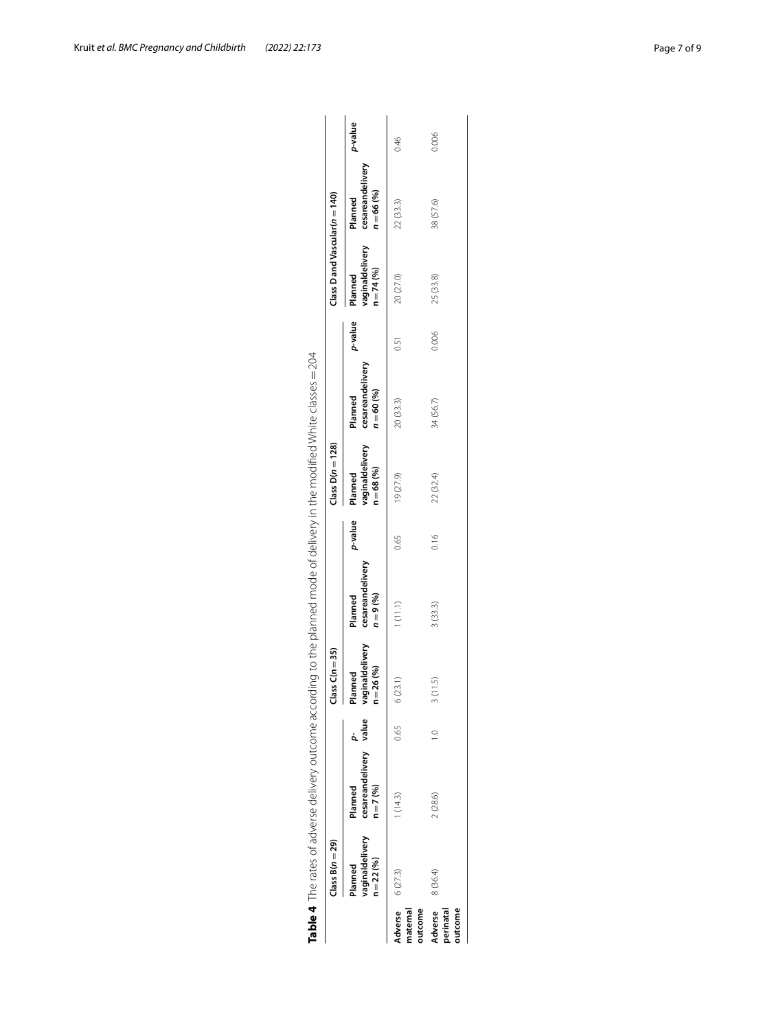**Table 4** The rates of adverse delivery outcome according to the planned mode of delivery in the modified White classes = 204

| | Class B($n$ = 29) | | | Class C(n = 35) | | | Class D($n$ = 128) | | | Class D and Vascular($n$ = 140) | | |
|---|---|---|---|---|---|---|---|---|---|---|---|---|
| | Planned vaginaldelivery n = 22 (%) | Planned cesareandelivery n = 7 (%) | *p*-value | Planned vaginaldelivery n = 26 (%) | Planned cesareandelivery $n$ = 9 (%) | *p*-value | Planned vaginaldelivery n = 68 (%) | Planned cesareandelivery $n$ = 60 (%) | *p*-value | Planned vaginaldelivery n = 74 (%) | Planned cesareandelivery $n$ = 66 (%) | *p*-value |
| **Adverse maternal outcome** | 6 (27.3) | 1 (14.3) | 0.65 | 6 (23.1) | 1 (11.1) | 0.65 | 19 (27.9) | 20 (33.3) | 0.51 | 20 (27.0) | 22 (33.3) | 0.46 |
| **Adverse perinatal outcome** | 8 (36.4) | 2 (28.6) | 1.0 | 3 (11.5) | 3 (33.3) | 0.16 | 22 (32.4) | 34 (56.7) | 0.006 | 25 (33.8) | 38 (57.6) | 0.006 |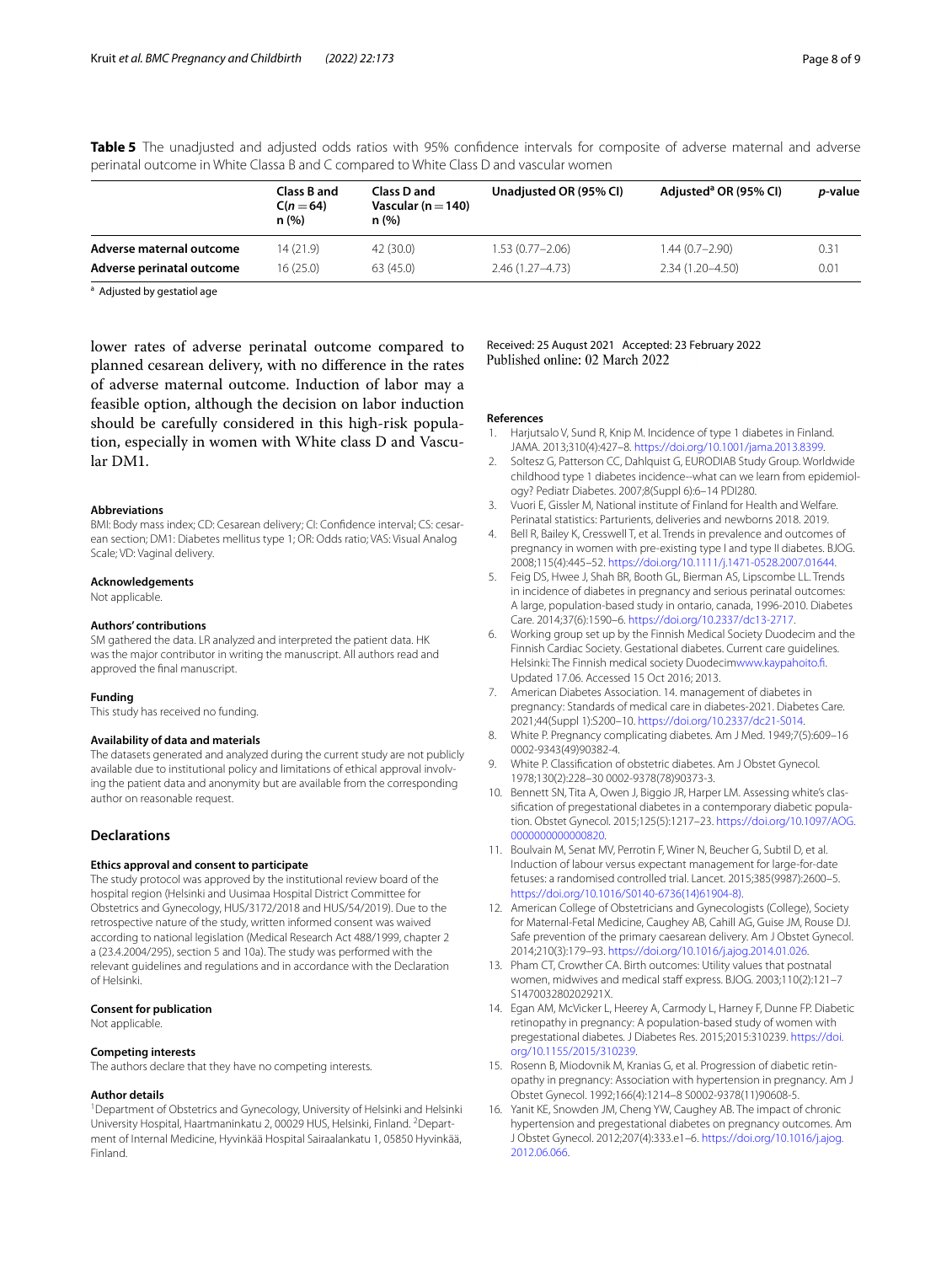**Table 5** The unadjusted and adjusted odds ratios with 95% confidence intervals for composite of adverse maternal and adverse perinatal outcome in White Classa B and C compared to White Class D and vascular women

| | Class B and C($n = 64$) n (%) | Class D and Vascular (n = 140) n (%) | Unadjusted OR (95% CI) | Adjusted[a] OR (95% CI) | *p*-value |
|---|---|---|---|---|---|
| **Adverse maternal outcome** | 14 (21.9) | 42 (30.0) | 1.53 (0.77–2.06) | 1.44 (0.7–2.90) | 0.31 |
| **Adverse perinatal outcome** | 16 (25.0) | 63 (45.0) | 2.46 (1.27–4.73) | 2.34 (1.20–4.50) | 0.01 |

[a] Adjusted by gestatiol age

lower rates of adverse perinatal outcome compared to planned cesarean delivery, with no difference in the rates of adverse maternal outcome. Induction of labor may a feasible option, although the decision on labor induction should be carefully considered in this high-risk population, especially in women with White class D and Vascular DM1.

#### Abbreviations
BMI: Body mass index; CD: Cesarean delivery; CI: Confidence interval; CS: cesarean section; DM1: Diabetes mellitus type 1; OR: Odds ratio; VAS: Visual Analog Scale; VD: Vaginal delivery.

#### Acknowledgements
Not applicable.

#### Authors' contributions
SM gathered the data. LR analyzed and interpreted the patient data. HK was the major contributor in writing the manuscript. All authors read and approved the final manuscript.

#### Funding
This study has received no funding.

#### Availability of data and materials
The datasets generated and analyzed during the current study are not publicly available due to institutional policy and limitations of ethical approval involving the patient data and anonymity but are available from the corresponding author on reasonable request.

### Declarations

#### Ethics approval and consent to participate
The study protocol was approved by the institutional review board of the hospital region (Helsinki and Uusimaa Hospital District Committee for Obstetrics and Gynecology, HUS/3172/2018 and HUS/54/2019). Due to the retrospective nature of the study, written informed consent was waived according to national legislation (Medical Research Act 488/1999, chapter 2 a (23.4.2004/295), section 5 and 10a). The study was performed with the relevant guidelines and regulations and in accordance with the Declaration of Helsinki.

#### Consent for publication
Not applicable.

#### Competing interests
The authors declare that they have no competing interests.

#### Author details
[1]Department of Obstetrics and Gynecology, University of Helsinki and Helsinki University Hospital, Haartmaninkatu 2, 00029 HUS, Helsinki, Finland. [2]Department of Internal Medicine, Hyvinkää Hospital Sairaalankatu 1, 05850 Hyvinkää, Finland.

Received: 25 August 2021 Accepted: 23 February 2022
Published online: 02 March 2022

#### References
1. Harjutsalo V, Sund R, Knip M. Incidence of type 1 diabetes in Finland. JAMA. 2013;310(4):427–8. https://doi.org/10.1001/jama.2013.8399.
2. Soltesz G, Patterson CC, Dahlquist G, EURODIAB Study Group. Worldwide childhood type 1 diabetes incidence--what can we learn from epidemiology? Pediatr Diabetes. 2007;8(Suppl 6):6–14 PDI280.
3. Vuori E, Gissler M, National institute of Finland for Health and Welfare. Perinatal statistics: Parturients, deliveries and newborns 2018. 2019.
4. Bell R, Bailey K, Cresswell T, et al. Trends in prevalence and outcomes of pregnancy in women with pre-existing type I and type II diabetes. BJOG. 2008;115(4):445–52. https://doi.org/10.1111/j.1471-0528.2007.01644.
5. Feig DS, Hwee J, Shah BR, Booth GL, Bierman AS, Lipscombe LL. Trends in incidence of diabetes in pregnancy and serious perinatal outcomes: A large, population-based study in ontario, canada, 1996-2010. Diabetes Care. 2014;37(6):1590–6. https://doi.org/10.2337/dc13-2717.
6. Working group set up by the Finnish Medical Society Duodecim and the Finnish Cardiac Society. Gestational diabetes. Current care guidelines. Helsinki: The Finnish medical society Duodecimwww.kaypahoito.fi. Updated 17.06. Accessed 15 Oct 2016; 2013.
7. American Diabetes Association. 14. management of diabetes in pregnancy: Standards of medical care in diabetes-2021. Diabetes Care. 2021;44(Suppl 1):S200–10. https://doi.org/10.2337/dc21-S014.
8. White P. Pregnancy complicating diabetes. Am J Med. 1949;7(5):609–16 0002-9343(49)90382-4.
9. White P. Classification of obstetric diabetes. Am J Obstet Gynecol. 1978;130(2):228–30 0002-9378(78)90373-3.
10. Bennett SN, Tita A, Owen J, Biggio JR, Harper LM. Assessing white's classification of pregestational diabetes in a contemporary diabetic population. Obstet Gynecol. 2015;125(5):1217–23. https://doi.org/10.1097/AOG.0000000000000820.
11. Boulvain M, Senat MV, Perrotin F, Winer N, Beucher G, Subtil D, et al. Induction of labour versus expectant management for large-for-date fetuses: a randomised controlled trial. Lancet. 2015;385(9987):2600–5. https://doi.org/10.1016/S0140-6736(14)61904-8).
12. American College of Obstetricians and Gynecologists (College), Society for Maternal-Fetal Medicine, Caughey AB, Cahill AG, Guise JM, Rouse DJ. Safe prevention of the primary caesarean delivery. Am J Obstet Gynecol. 2014;210(3):179–93. https://doi.org/10.1016/j.ajog.2014.01.026.
13. Pham CT, Crowther CA. Birth outcomes: Utility values that postnatal women, midwives and medical staff express. BJOG. 2003;110(2):121–7 S147003280202921X.
14. Egan AM, McVicker L, Heerey A, Carmody L, Harney F, Dunne FP. Diabetic retinopathy in pregnancy: A population-based study of women with pregestational diabetes. J Diabetes Res. 2015;2015:310239. https://doi.org/10.1155/2015/310239.
15. Rosenn B, Miodovnik M, Kranias G, et al. Progression of diabetic retinopathy in pregnancy: Association with hypertension in pregnancy. Am J Obstet Gynecol. 1992;166(4):1214–8 S0002-9378(11)90608-5.
16. Yanit KE, Snowden JM, Cheng YW, Caughey AB. The impact of chronic hypertension and pregestational diabetes on pregnancy outcomes. Am J Obstet Gynecol. 2012;207(4):333.e1–6. https://doi.org/10.1016/j.ajog.2012.06.066.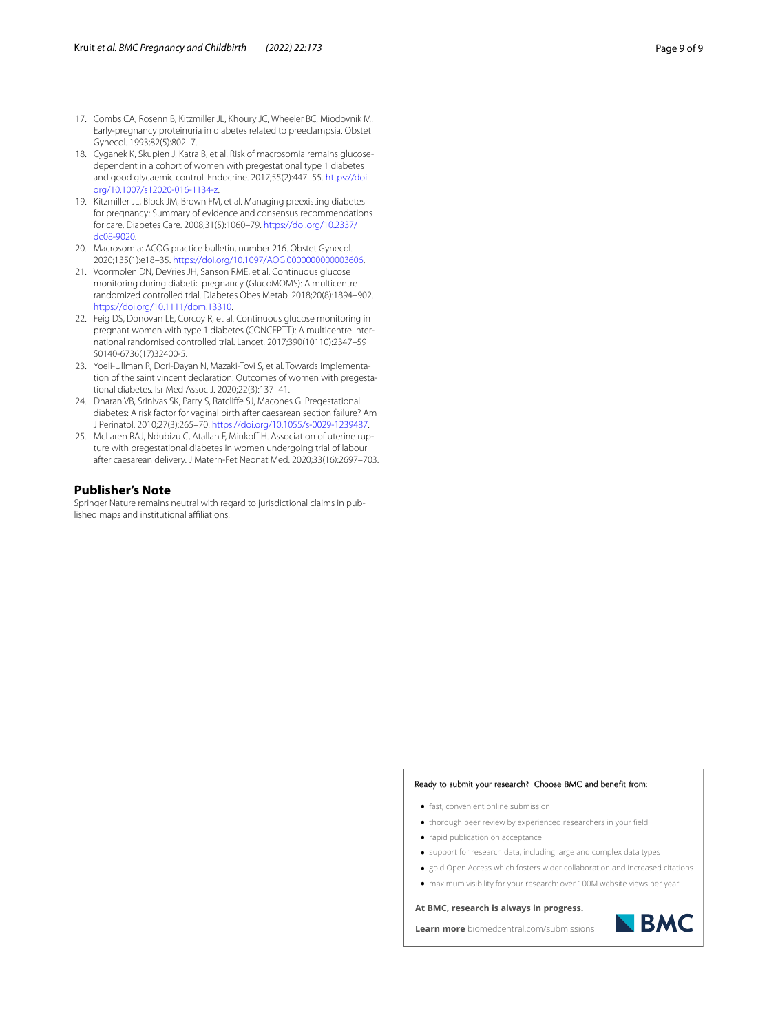17. Combs CA, Rosenn B, Kitzmiller JL, Khoury JC, Wheeler BC, Miodovnik M. Early-pregnancy proteinuria in diabetes related to preeclampsia. Obstet Gynecol. 1993;82(5):802–7.
18. Cyganek K, Skupien J, Katra B, et al. Risk of macrosomia remains glucose-dependent in a cohort of women with pregestational type 1 diabetes and good glycaemic control. Endocrine. 2017;55(2):447–55. https://doi.org/10.1007/s12020-016-1134-z.
19. Kitzmiller JL, Block JM, Brown FM, et al. Managing preexisting diabetes for pregnancy: Summary of evidence and consensus recommendations for care. Diabetes Care. 2008;31(5):1060–79. https://doi.org/10.2337/dc08-9020.
20. Macrosomia: ACOG practice bulletin, number 216. Obstet Gynecol. 2020;135(1):e18–35. https://doi.org/10.1097/AOG.0000000000003606.
21. Voormolen DN, DeVries JH, Sanson RME, et al. Continuous glucose monitoring during diabetic pregnancy (GlucoMOMS): A multicentre randomized controlled trial. Diabetes Obes Metab. 2018;20(8):1894–902. https://doi.org/10.1111/dom.13310.
22. Feig DS, Donovan LE, Corcoy R, et al. Continuous glucose monitoring in pregnant women with type 1 diabetes (CONCEPTT): A multicentre international randomised controlled trial. Lancet. 2017;390(10110):2347–59 S0140-6736(17)32400-5.
23. Yoeli-Ullman R, Dori-Dayan N, Mazaki-Tovi S, et al. Towards implementation of the saint vincent declaration: Outcomes of women with pregestational diabetes. Isr Med Assoc J. 2020;22(3):137–41.
24. Dharan VB, Srinivas SK, Parry S, Ratcliffe SJ, Macones G. Pregestational diabetes: A risk factor for vaginal birth after caesarean section failure? Am J Perinatol. 2010;27(3):265–70. https://doi.org/10.1055/s-0029-1239487.
25. McLaren RAJ, Ndubizu C, Atallah F, Minkoff H. Association of uterine rupture with pregestational diabetes in women undergoing trial of labour after caesarean delivery. J Matern-Fet Neonat Med. 2020;33(16):2697–703.

## Publisher's Note

Springer Nature remains neutral with regard to jurisdictional claims in published maps and institutional affiliations.

Ready to submit your research? Choose BMC and benefit from:

- fast, convenient online submission
- thorough peer review by experienced researchers in your field
- rapid publication on acceptance
- support for research data, including large and complex data types
- gold Open Access which fosters wider collaboration and increased citations
- maximum visibility for your research: over 100M website views per year

**At BMC, research is always in progress.**

**Learn more** biomedcentral.com/submissions

BMC